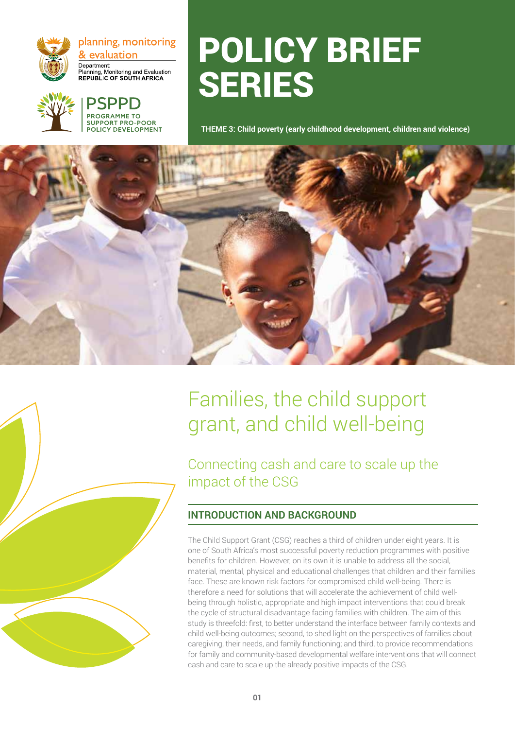planning, monitoring & evaluation

Department:
Planning, Monitoring and Evaluation
**REPUBLIC OF SOUTH AFRICA**

PSPPD
PROGRAMME TO SUPPORT PRO-POOR POLICY DEVELOPMENT

# POLICY BRIEF SERIES

**THEME 3: Child poverty (early childhood development, children and violence)**

# Families, the child support grant, and child well-being

## Connecting cash and care to scale up the impact of the CSG

### INTRODUCTION AND BACKGROUND

The Child Support Grant (CSG) reaches a third of children under eight years. It is one of South Africa's most successful poverty reduction programmes with positive benefits for children. However, on its own it is unable to address all the social, material, mental, physical and educational challenges that children and their families face. These are known risk factors for compromised child well-being. There is therefore a need for solutions that will accelerate the achievement of child well-being through holistic, appropriate and high impact interventions that could break the cycle of structural disadvantage facing families with children. The aim of this study is threefold: first, to better understand the interface between family contexts and child well-being outcomes; second, to shed light on the perspectives of families about caregiving, their needs, and family functioning; and third, to provide recommendations for family and community-based developmental welfare interventions that will connect cash and care to scale up the already positive impacts of the CSG.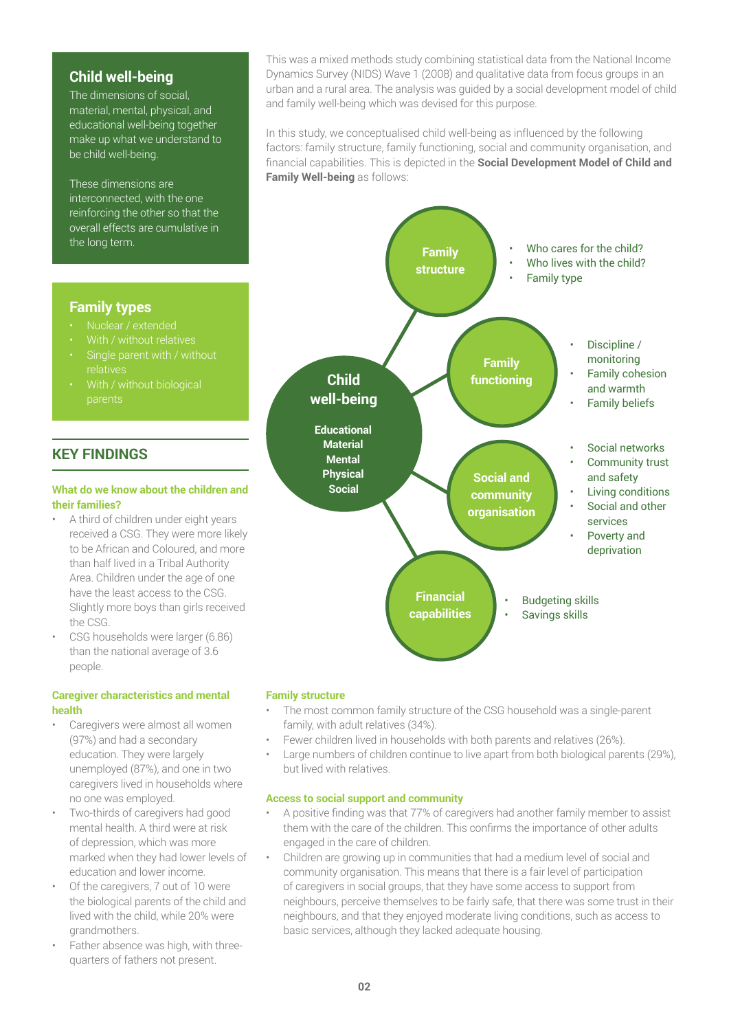## Child well-being

The dimensions of social, material, mental, physical, and educational well-being together make up what we understand to be child well-being.

These dimensions are interconnected, with the one reinforcing the other so that the overall effects are cumulative in the long term.

## Family types

- Nuclear / extended
- With / without relatives
- Single parent with / without relatives
- With / without biological parents

## KEY FINDINGS

### What do we know about the children and their families?

- A third of children under eight years received a CSG. They were more likely to be African and Coloured, and more than half lived in a Tribal Authority Area. Children under the age of one have the least access to the CSG. Slightly more boys than girls received the CSG.
- CSG households were larger (6.86) than the national average of 3.6 people.

### Caregiver characteristics and mental health

- Caregivers were almost all women (97%) and had a secondary education. They were largely unemployed (87%), and one in two caregivers lived in households where no one was employed.
- Two-thirds of caregivers had good mental health. A third were at risk of depression, which was more marked when they had lower levels of education and lower income.
- Of the caregivers, 7 out of 10 were the biological parents of the child and lived with the child, while 20% were grandmothers.
- Father absence was high, with three-quarters of fathers not present.

This was a mixed methods study combining statistical data from the National Income Dynamics Survey (NIDS) Wave 1 (2008) and qualitative data from focus groups in an urban and a rural area. The analysis was guided by a social development model of child and family well-being which was devised for this purpose.

In this study, we conceptualised child well-being as influenced by the following factors: family structure, family functioning, social and community organisation, and financial capabilities. This is depicted in the **Social Development Model of Child and Family Well-being** as follows:

**Child well-being**: Educational, Material, Mental, Physical, Social

**Family structure**
- Who cares for the child?
- Who lives with the child?
- Family type

**Family functioning**
- Discipline / monitoring
- Family cohesion and warmth
- Family beliefs

**Social and community organisation**
- Social networks
- Community trust and safety
- Living conditions
- Social and other services
- Poverty and deprivation

**Financial capabilities**
- Budgeting skills
- Savings skills

### Family structure

- The most common family structure of the CSG household was a single-parent family, with adult relatives (34%).
- Fewer children lived in households with both parents and relatives (26%).
- Large numbers of children continue to live apart from both biological parents (29%), but lived with relatives.

### Access to social support and community

- A positive finding was that 77% of caregivers had another family member to assist them with the care of the children. This confirms the importance of other adults engaged in the care of children.
- Children are growing up in communities that had a medium level of social and community organisation. This means that there is a fair level of participation of caregivers in social groups, that they have some access to support from neighbours, perceive themselves to be fairly safe, that there was some trust in their neighbours, and that they enjoyed moderate living conditions, such as access to basic services, although they lacked adequate housing.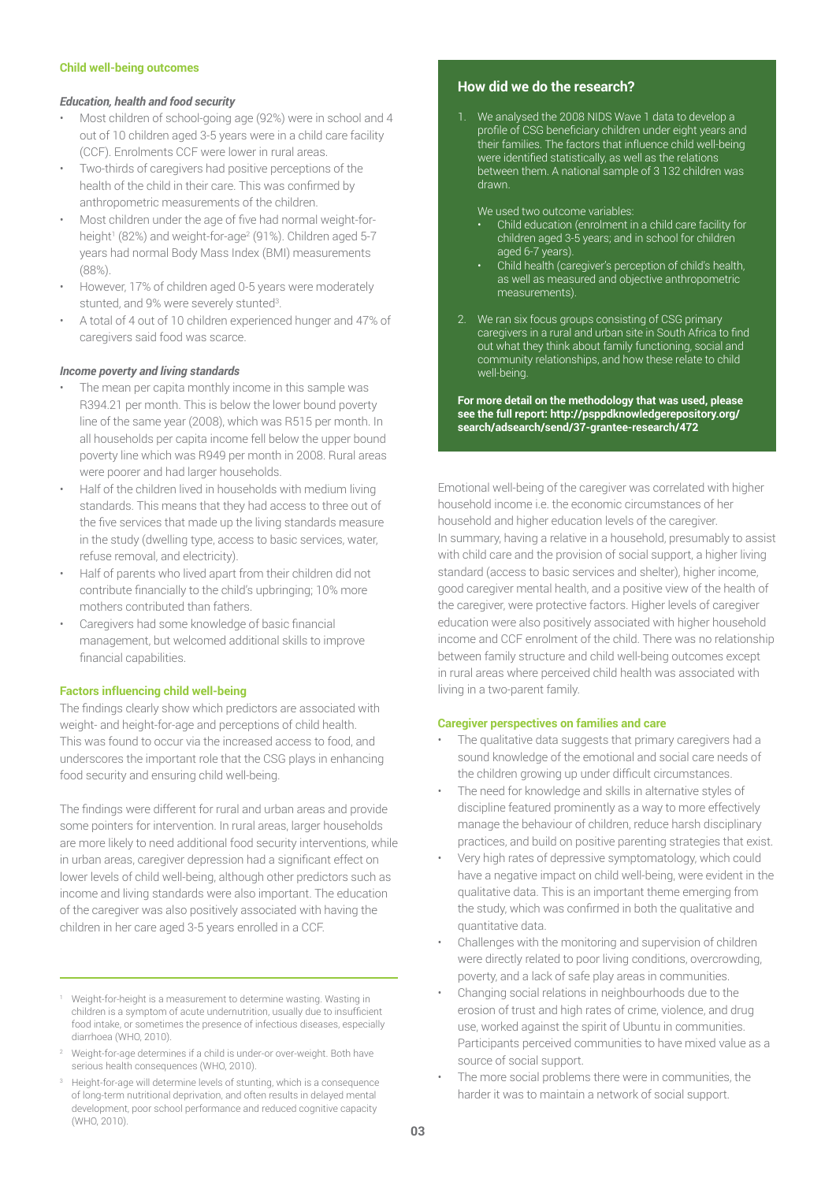### Child well-being outcomes

#### *Education, health and food security*

- Most children of school-going age (92%) were in school and 4 out of 10 children aged 3-5 years were in a child care facility (CCF). Enrolments CCF were lower in rural areas.
- Two-thirds of caregivers had positive perceptions of the health of the child in their care. This was confirmed by anthropometric measurements of the children.
- Most children under the age of five had normal weight-for-height[1] (82%) and weight-for-age[2] (91%). Children aged 5-7 years had normal Body Mass Index (BMI) measurements (88%).
- However, 17% of children aged 0-5 years were moderately stunted, and 9% were severely stunted[3].
- A total of 4 out of 10 children experienced hunger and 47% of caregivers said food was scarce.

#### *Income poverty and living standards*

- The mean per capita monthly income in this sample was R394.21 per month. This is below the lower bound poverty line of the same year (2008), which was R515 per month. In all households per capita income fell below the upper bound poverty line which was R949 per month in 2008. Rural areas were poorer and had larger households.
- Half of the children lived in households with medium living standards. This means that they had access to three out of the five services that made up the living standards measure in the study (dwelling type, access to basic services, water, refuse removal, and electricity).
- Half of parents who lived apart from their children did not contribute financially to the child's upbringing; 10% more mothers contributed than fathers.
- Caregivers had some knowledge of basic financial management, but welcomed additional skills to improve financial capabilities.

### Factors influencing child well-being

The findings clearly show which predictors are associated with weight- and height-for-age and perceptions of child health. This was found to occur via the increased access to food, and underscores the important role that the CSG plays in enhancing food security and ensuring child well-being.

The findings were different for rural and urban areas and provide some pointers for intervention. In rural areas, larger households are more likely to need additional food security interventions, while in urban areas, caregiver depression had a significant effect on lower levels of child well-being, although other predictors such as income and living standards were also important. The education of the caregiver was also positively associated with having the children in her care aged 3-5 years enrolled in a CCF.

### How did we do the research?

1. We analysed the 2008 NIDS Wave 1 data to develop a profile of CSG beneficiary children under eight years and their families. The factors that influence child well-being were identified statistically, as well as the relations between them. A national sample of 3 132 children was drawn.

   We used two outcome variables:
   - Child education (enrolment in a child care facility for children aged 3-5 years; and in school for children aged 6-7 years).
   - Child health (caregiver's perception of child's health, as well as measured and objective anthropometric measurements).

2. We ran six focus groups consisting of CSG primary caregivers in a rural and urban site in South Africa to find out what they think about family functioning, social and community relationships, and how these relate to child well-being.

**For more detail on the methodology that was used, please see the full report: http://psppdknowledgerepository.org/search/adsearch/send/37-grantee-research/472**

Emotional well-being of the caregiver was correlated with higher household income i.e. the economic circumstances of her household and higher education levels of the caregiver.
In summary, having a relative in a household, presumably to assist with child care and the provision of social support, a higher living standard (access to basic services and shelter), higher income, good caregiver mental health, and a positive view of the health of the caregiver, were protective factors. Higher levels of caregiver education were also positively associated with higher household income and CCF enrolment of the child. There was no relationship between family structure and child well-being outcomes except in rural areas where perceived child health was associated with living in a two-parent family.

### Caregiver perspectives on families and care

- The qualitative data suggests that primary caregivers had a sound knowledge of the emotional and social care needs of the children growing up under difficult circumstances.
- The need for knowledge and skills in alternative styles of discipline featured prominently as a way to more effectively manage the behaviour of children, reduce harsh disciplinary practices, and build on positive parenting strategies that exist.
- Very high rates of depressive symptomatology, which could have a negative impact on child well-being, were evident in the qualitative data. This is an important theme emerging from the study, which was confirmed in both the qualitative and quantitative data.
- Challenges with the monitoring and supervision of children were directly related to poor living conditions, overcrowding, poverty, and a lack of safe play areas in communities.
- Changing social relations in neighbourhoods due to the erosion of trust and high rates of crime, violence, and drug use, worked against the spirit of Ubuntu in communities. Participants perceived communities to have mixed value as a source of social support.
- The more social problems there were in communities, the harder it was to maintain a network of social support.

---

[1] Weight-for-height is a measurement to determine wasting. Wasting in children is a symptom of acute undernutrition, usually due to insufficient food intake, or sometimes the presence of infectious diseases, especially diarrhoea (WHO, 2010).

[2] Weight-for-age determines if a child is under-or over-weight. Both have serious health consequences (WHO, 2010).

[3] Height-for-age will determine levels of stunting, which is a consequence of long-term nutritional deprivation, and often results in delayed mental development, poor school performance and reduced cognitive capacity (WHO, 2010).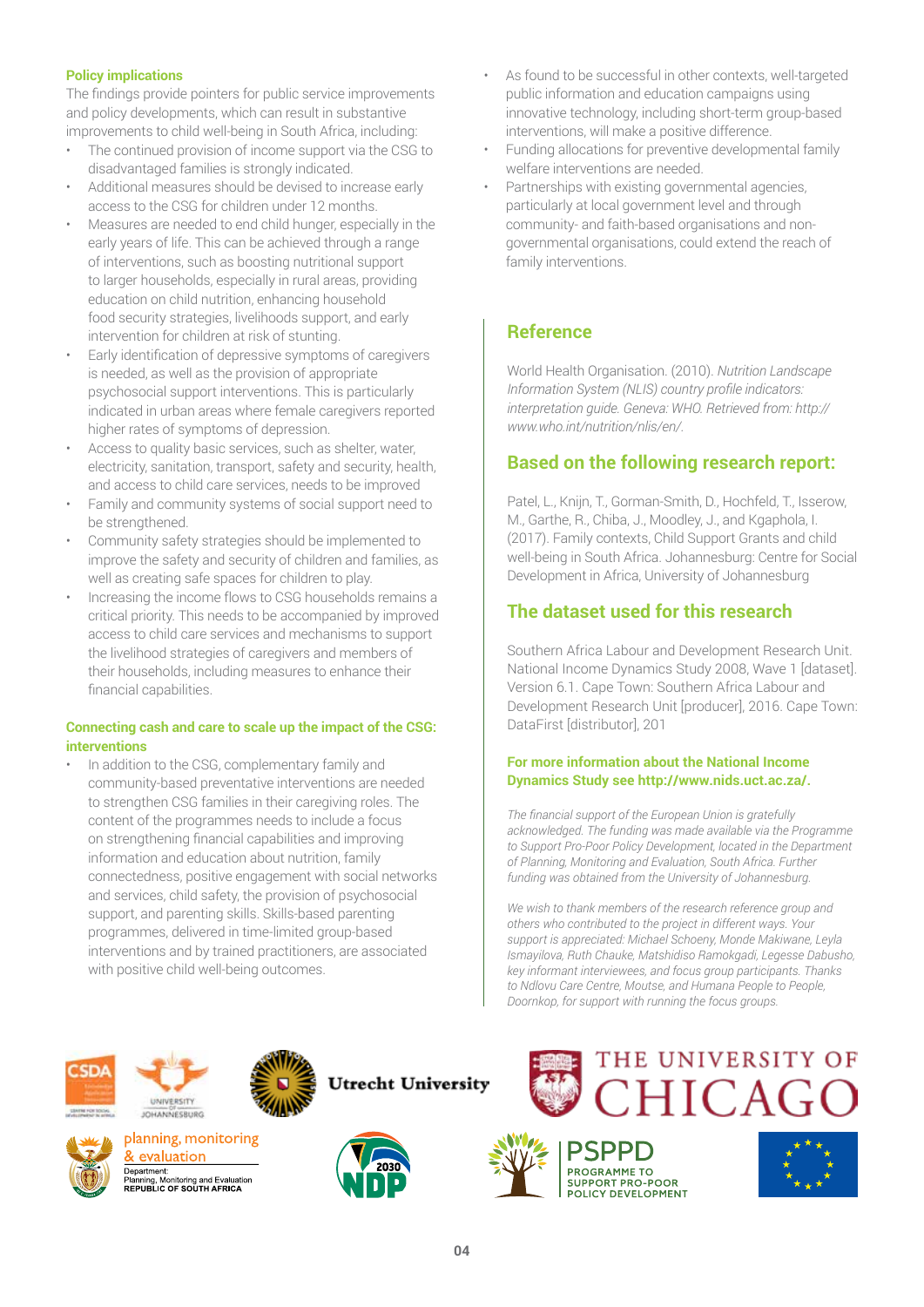### Policy implications

The findings provide pointers for public service improvements and policy developments, which can result in substantive improvements to child well-being in South Africa, including:

- The continued provision of income support via the CSG to disadvantaged families is strongly indicated.
- Additional measures should be devised to increase early access to the CSG for children under 12 months.
- Measures are needed to end child hunger, especially in the early years of life. This can be achieved through a range of interventions, such as boosting nutritional support to larger households, especially in rural areas, providing education on child nutrition, enhancing household food security strategies, livelihoods support, and early intervention for children at risk of stunting.
- Early identification of depressive symptoms of caregivers is needed, as well as the provision of appropriate psychosocial support interventions. This is particularly indicated in urban areas where female caregivers reported higher rates of symptoms of depression.
- Access to quality basic services, such as shelter, water, electricity, sanitation, transport, safety and security, health, and access to child care services, needs to be improved
- Family and community systems of social support need to be strengthened.
- Community safety strategies should be implemented to improve the safety and security of children and families, as well as creating safe spaces for children to play.
- Increasing the income flows to CSG households remains a critical priority. This needs to be accompanied by improved access to child care services and mechanisms to support the livelihood strategies of caregivers and members of their households, including measures to enhance their financial capabilities.

### Connecting cash and care to scale up the impact of the CSG: interventions

- In addition to the CSG, complementary family and community-based preventative interventions are needed to strengthen CSG families in their caregiving roles. The content of the programmes needs to include a focus on strengthening financial capabilities and improving information and education about nutrition, family connectedness, positive engagement with social networks and services, child safety, the provision of psychosocial support, and parenting skills. Skills-based parenting programmes, delivered in time-limited group-based interventions and by trained practitioners, are associated with positive child well-being outcomes.
- As found to be successful in other contexts, well-targeted public information and education campaigns using innovative technology, including short-term group-based interventions, will make a positive difference.
- Funding allocations for preventive developmental family welfare interventions are needed.
- Partnerships with existing governmental agencies, particularly at local government level and through community- and faith-based organisations and non-governmental organisations, could extend the reach of family interventions.

## Reference

World Health Organisation. (2010). *Nutrition Landscape Information System (NLIS) country profile indicators: interpretation guide. Geneva: WHO. Retrieved from: http://www.who.int/nutrition/nlis/en/.*

## Based on the following research report:

Patel, L., Knijn, T., Gorman-Smith, D., Hochfeld, T., Isserow, M., Garthe, R., Chiba, J., Moodley, J., and Kgaphola, I. (2017). Family contexts, Child Support Grants and child well-being in South Africa. Johannesburg: Centre for Social Development in Africa, University of Johannesburg

## The dataset used for this research

Southern Africa Labour and Development Research Unit. National Income Dynamics Study 2008, Wave 1 [dataset]. Version 6.1. Cape Town: Southern Africa Labour and Development Research Unit [producer], 2016. Cape Town: DataFirst [distributor], 201

### For more information about the National Income Dynamics Study see http://www.nids.uct.ac.za/.

*The financial support of the European Union is gratefully acknowledged. The funding was made available via the Programme to Support Pro-Poor Policy Development, located in the Department of Planning, Monitoring and Evaluation, South Africa. Further funding was obtained from the University of Johannesburg.*

*We wish to thank members of the research reference group and others who contributed to the project in different ways. Your support is appreciated: Michael Schoeny, Monde Makiwane, Leyla Ismayilova, Ruth Chauke, Matshidiso Ramokgadi, Legesse Dabusho, key informant interviewees, and focus group participants. Thanks to Ndlovu Care Centre, Moutse, and Humana People to People, Doornkop, for support with running the focus groups.*